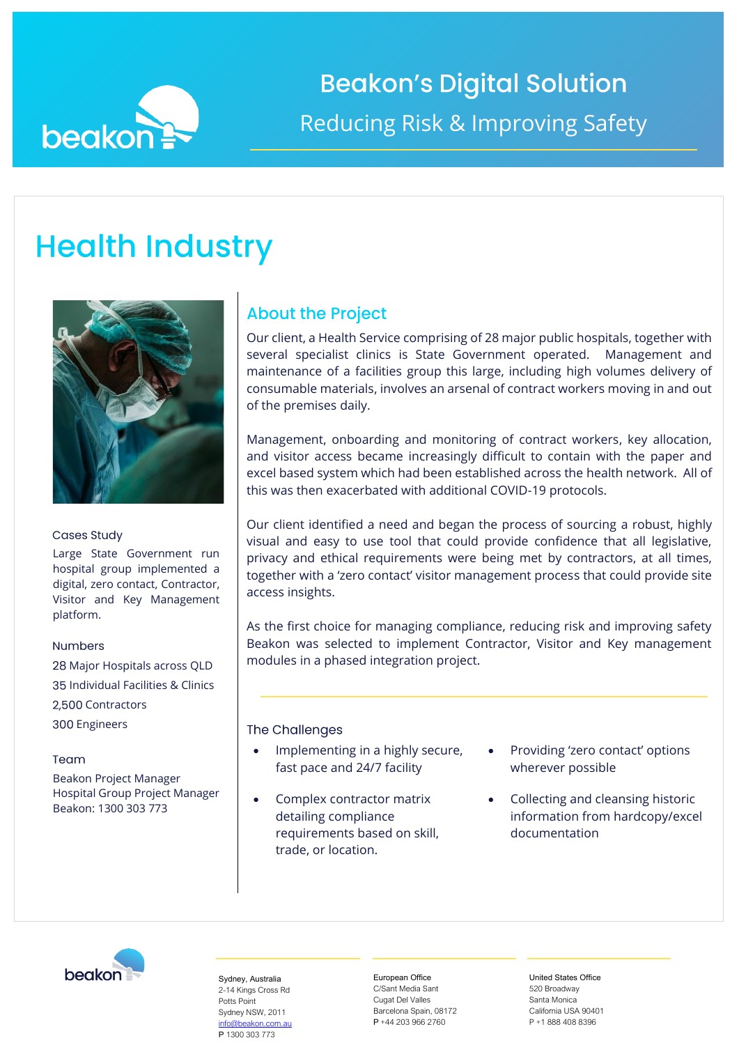# Beakon's Digital Solution

## Reducing Risk & Improving Safety

# Health Industry

### Cases Study

Large State Government run hospital group implemented a digital, zero contact, Contractor, Visitor and Key Management platform.

### Numbers

28 Major Hospitals across QLD
35 Individual Facilities & Clinics
2,500 Contractors
300 Engineers

### Team

Beakon Project Manager
Hospital Group Project Manager
Beakon: 1300 303 773

## About the Project

Our client, a Health Service comprising of 28 major public hospitals, together with several specialist clinics is State Government operated. Management and maintenance of a facilities group this large, including high volumes delivery of consumable materials, involves an arsenal of contract workers moving in and out of the premises daily.

Management, onboarding and monitoring of contract workers, key allocation, and visitor access became increasingly difficult to contain with the paper and excel based system which had been established across the health network. All of this was then exacerbated with additional COVID-19 protocols.

Our client identified a need and began the process of sourcing a robust, highly visual and easy to use tool that could provide confidence that all legislative, privacy and ethical requirements were being met by contractors, at all times, together with a 'zero contact' visitor management process that could provide site access insights.

As the first choice for managing compliance, reducing risk and improving safety Beakon was selected to implement Contractor, Visitor and Key management modules in a phased integration project.

### The Challenges

- Implementing in a highly secure, fast pace and 24/7 facility
- Complex contractor matrix detailing compliance requirements based on skill, trade, or location.
- Providing 'zero contact' options wherever possible
- Collecting and cleansing historic information from hardcopy/excel documentation

Sydney, Australia
2-14 Kings Cross Rd
Potts Point
Sydney NSW, 2011
info@beakon.com.au
P 1300 303 773

European Office
C/Sant Media Sant
Cugat Del Valles
Barcelona Spain, 08172
P +44 203 966 2760

United States Office
520 Broadway
Santa Monica
California USA 90401
P +1 888 408 8396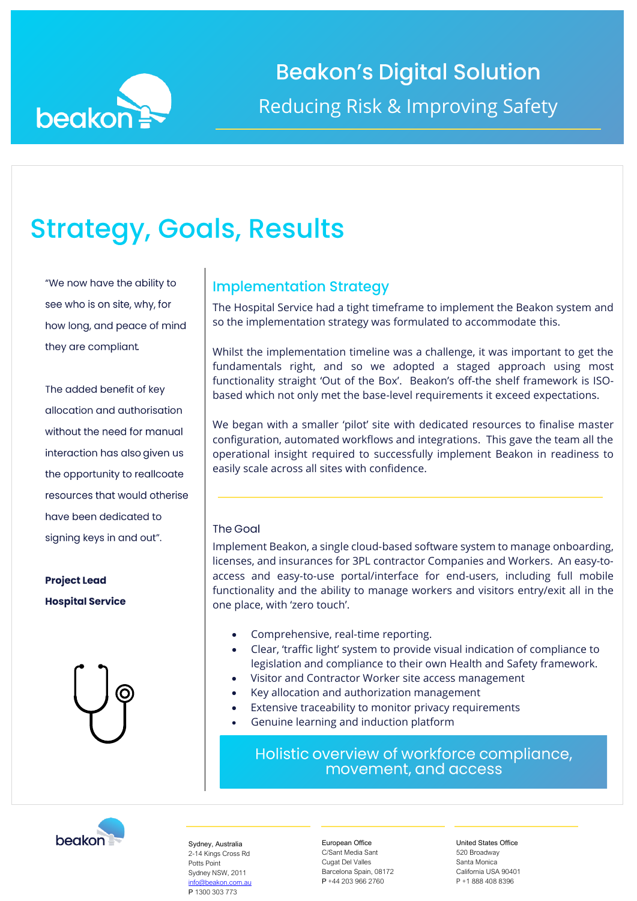# Beakon's Digital Solution

Reducing Risk & Improving Safety

## Strategy, Goals, Results

"We now have the ability to see who is on site, why, for how long, and peace of mind they are compliant.

The added benefit of key allocation and authorisation without the need for manual interaction has also given us the opportunity to reallcoate resources that would otherise have been dedicated to signing keys in and out".

**Project Lead**
**Hospital Service**

### Implementation Strategy

The Hospital Service had a tight timeframe to implement the Beakon system and so the implementation strategy was formulated to accommodate this.

Whilst the implementation timeline was a challenge, it was important to get the fundamentals right, and so we adopted a staged approach using most functionality straight 'Out of the Box'. Beakon's off-the shelf framework is ISO-based which not only met the base-level requirements it exceed expectations.

We began with a smaller 'pilot' site with dedicated resources to finalise master configuration, automated workflows and integrations. This gave the team all the operational insight required to successfully implement Beakon in readiness to easily scale across all sites with confidence.

### The Goal

Implement Beakon, a single cloud-based software system to manage onboarding, licenses, and insurances for 3PL contractor Companies and Workers. An easy-to-access and easy-to-use portal/interface for end-users, including full mobile functionality and the ability to manage workers and visitors entry/exit all in the one place, with 'zero touch'.

- Comprehensive, real-time reporting.
- Clear, 'traffic light' system to provide visual indication of compliance to legislation and compliance to their own Health and Safety framework.
- Visitor and Contractor Worker site access management
- Key allocation and authorization management
- Extensive traceability to monitor privacy requirements
- Genuine learning and induction platform

Holistic overview of workforce compliance, movement, and access

Sydney, Australia
2-14 Kings Cross Rd
Potts Point
Sydney NSW, 2011
info@beakon.com.au
P 1300 303 773

European Office
C/Sant Media Sant
Cugat Del Valles
Barcelona Spain, 08172
P +44 203 966 2760

United States Office
520 Broadway
Santa Monica
California USA 90401
P +1 888 408 8396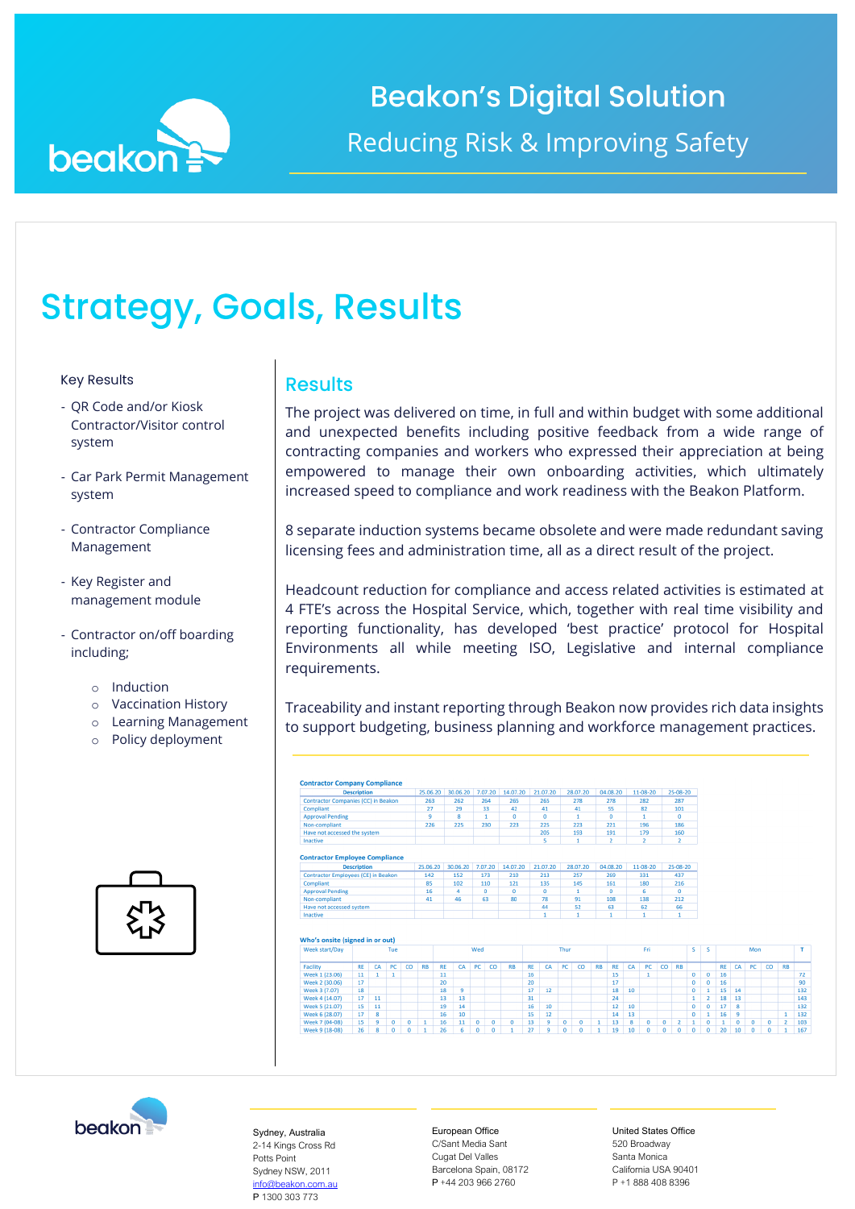# Beakon's Digital Solution

## Reducing Risk & Improving Safety

# Strategy, Goals, Results

Key Results

- QR Code and/or Kiosk Contractor/Visitor control system
- Car Park Permit Management system
- Contractor Compliance Management
- Key Register and management module
- Contractor on/off boarding including;
    - Induction
    - Vaccination History
    - Learning Management
    - Policy deployment

## Results

The project was delivered on time, in full and within budget with some additional and unexpected benefits including positive feedback from a wide range of contracting companies and workers who expressed their appreciation at being empowered to manage their own onboarding activities, which ultimately increased speed to compliance and work readiness with the Beakon Platform.

8 separate induction systems became obsolete and were made redundant saving licensing fees and administration time, all as a direct result of the project.

Headcount reduction for compliance and access related activities is estimated at 4 FTE's across the Hospital Service, which, together with real time visibility and reporting functionality, has developed 'best practice' protocol for Hospital Environments all while meeting ISO, Legislative and internal compliance requirements.

Traceability and instant reporting through Beakon now provides rich data insights to support budgeting, business planning and workforce management practices.

**Contractor Company Compliance**

| Description | 25.06.20 | 30.06.20 | 7.07.20 | 14.07.20 | 21.07.20 | 28.07.20 | 04.08.20 | 11-08-20 | 25-08-20 |
|---|---|---|---|---|---|---|---|---|---|
| Contractor Companies (CC) in Beakon | 263 | 262 | 264 | 265 | 265 | 278 | 278 | 282 | 287 |
| Compliant | 27 | 29 | 33 | 42 | 41 | 41 | 55 | 82 | 101 |
| Approval Pending | 9 | 8 | 1 | 0 | 0 | 1 | 0 | 1 | 0 |
| Non-compliant | 226 | 225 | 230 | 223 | 225 | 223 | 221 | 196 | 186 |
| Have not accessed the system | | | | | 205 | 193 | 191 | 179 | 160 |
| Inactive | | | | | 5 | 1 | 2 | 2 | 2 |

**Contractor Employee Compliance**

| Description | 25.06.20 | 30.06.20 | 7.07.20 | 14.07.20 | 21.07.20 | 28.07.20 | 04.08.20 | 11-08-20 | 25-08-20 |
|---|---|---|---|---|---|---|---|---|---|
| Contractor Employees (CE) in Beakon | 142 | 152 | 173 | 210 | 213 | 257 | 269 | 331 | 437 |
| Compliant | 85 | 102 | 110 | 121 | 135 | 145 | 161 | 180 | 216 |
| Approval Pending | 16 | 4 | 0 | 0 | 0 | 1 | 0 | 6 | 0 |
| Non-compliant | 41 | 46 | 63 | 80 | 78 | 91 | 108 | 138 | 212 |
| Have not accessed system | | | | | 44 | 52 | 63 | 62 | 66 |
| Inactive | | | | | 1 | 1 | 1 | 1 | 1 |

**Who's onsite (signed in or out)**

| Week start/Day | Tue | | | | | Wed | | | | | Thur | | | | | Fri | | | | | S | S | Mon | | | | | T |
|---|---|---|---|---|---|---|---|---|---|---|---|---|---|---|---|---|---|---|---|---|---|---|---|---|---|---|---|---|
| Facility | RE | CA | PC | CO | RB | RE | CA | PC | CO | RB | RE | CA | PC | CO | RB | RE | CA | PC | CO | RB | | | RE | CA | PC | CO | RB | |
| Week 1 (23.06) | 11 | 1 | 1 | | | 11 | | | | | 16 | | | | | 15 | | 1 | | | 0 | 0 | 16 | | | | | 72 |
| Week 2 (30.06) | 17 | | | | | 20 | | | | | 20 | | | | | 17 | | | | | 0 | 0 | 16 | | | | | 90 |
| Week 3 (7.07) | 18 | | | | | 18 | 9 | | | | 17 | 12 | | | | 18 | 10 | | | | 0 | 1 | 15 | 14 | | | | 132 |
| Week 4 (14.07) | 17 | 11 | | | | 13 | 13 | | | | 31 | | | | | 24 | | | | | 1 | 2 | 18 | 13 | | | | 143 |
| Week 5 (21.07) | 15 | 11 | | | | 19 | 14 | | | | 16 | 10 | | | | 12 | 10 | | | | 0 | 0 | 17 | 8 | | | | 132 |
| Week 6 (28.07) | 17 | 8 | | | | 16 | 10 | | | | 15 | 12 | | | | 14 | 13 | | | | 0 | 1 | 16 | 9 | | | 1 | 132 |
| Week 7 (04-08) | 15 | 9 | 0 | 0 | 1 | 16 | 11 | 0 | 0 | 0 | 13 | 9 | 0 | 0 | 1 | 13 | 8 | 0 | 0 | 2 | 1 | 0 | 1 | 0 | 0 | 0 | 2 | 103 |
| Week 9 (18-08) | 26 | 8 | 0 | 0 | 1 | 26 | 6 | 0 | 0 | 1 | 27 | 9 | 0 | 0 | 1 | 19 | 10 | 0 | 0 | 0 | 0 | 0 | 20 | 10 | 0 | 0 | 1 | 167 |

Sydney, Australia
2-14 Kings Cross Rd
Potts Point
Sydney NSW, 2011
info@beakon.com.au
P 1300 303 773

European Office
C/Sant Media Sant
Cugat Del Valles
Barcelona Spain, 08172
P +44 203 966 2760

United States Office
520 Broadway
Santa Monica
California USA 90401
P +1 888 408 8396